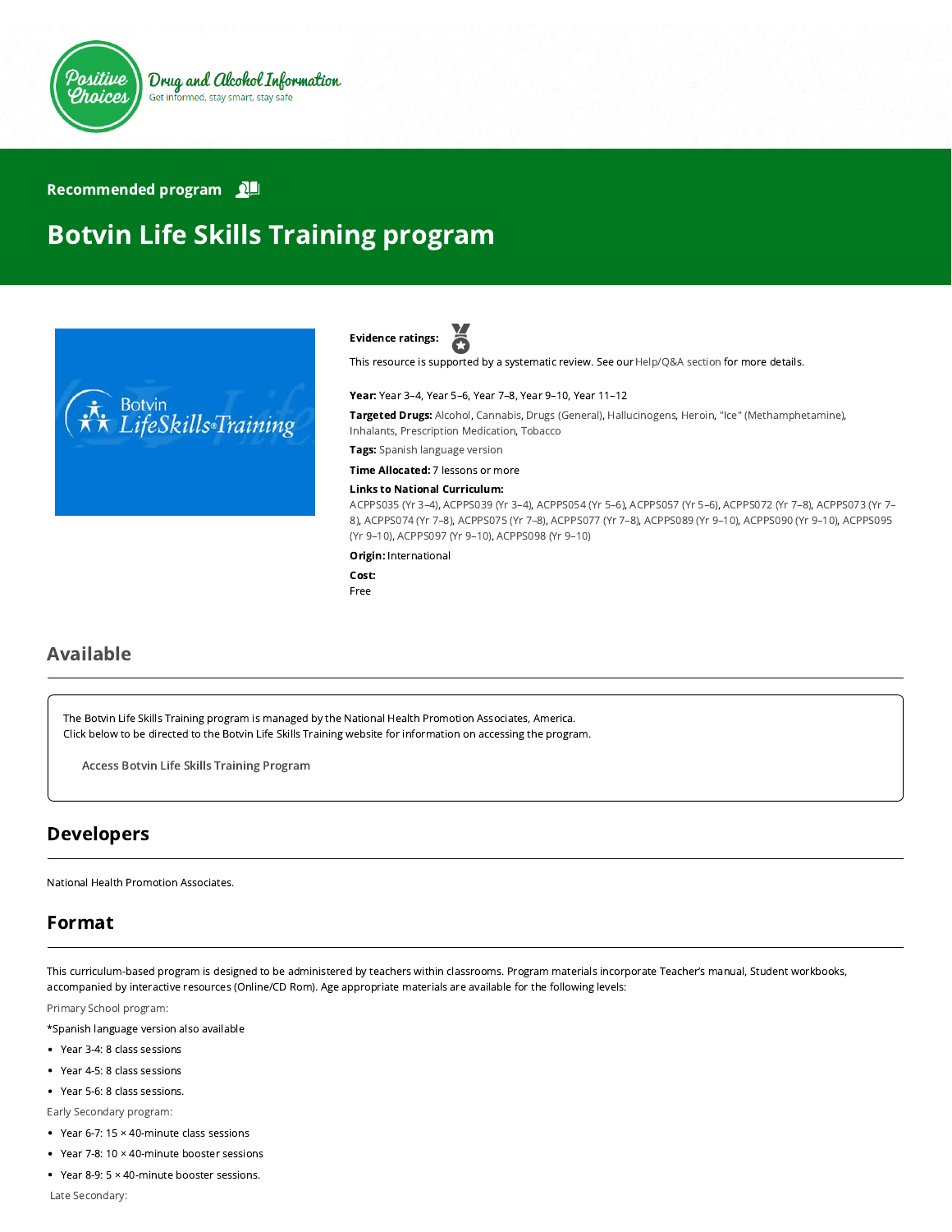Positive Choices

Drug and Alcohol Information

Get informed, stay smart, stay safe

Recommended program

# Botvin Life Skills Training program

**Evidence ratings:**

This resource is supported by a systematic review. See our Help/Q&A section for more details.

**Year:** Year 3–4, Year 5–6, Year 7–8, Year 9–10, Year 11–12

**Targeted Drugs:** Alcohol, Cannabis, Drugs (General), Hallucinogens, Heroin, "Ice" (Methamphetamine), Inhalants, Prescription Medication, Tobacco

**Tags:** Spanish language version

**Time Allocated:** 7 lessons or more

**Links to National Curriculum:**
ACPPS035 (Yr 3–4), ACPPS039 (Yr 3–4), ACPPS054 (Yr 5–6), ACPPS057 (Yr 5–6), ACPPS072 (Yr 7–8), ACPPS073 (Yr 7–8), ACPPS074 (Yr 7–8), ACPPS075 (Yr 7–8), ACPPS077 (Yr 7–8), ACPPS089 (Yr 9–10), ACPPS090 (Yr 9–10), ACPPS095 (Yr 9–10), ACPPS097 (Yr 9–10), ACPPS098 (Yr 9–10)

**Origin:** International

**Cost:**
Free

## Available

The Botvin Life Skills Training program is managed by the National Health Promotion Associates, America.
Click below to be directed to the Botvin Life Skills Training website for information on accessing the program.

Access Botvin Life Skills Training Program

## Developers

National Health Promotion Associates.

## Format

This curriculum-based program is designed to be administered by teachers within classrooms. Program materials incorporate Teacher's manual, Student workbooks, accompanied by interactive resources (Online/CD Rom). Age appropriate materials are available for the following levels:

Primary School program:

*Spanish language version also available

- Year 3-4: 8 class sessions
- Year 4-5: 8 class sessions
- Year 5-6: 8 class sessions.

Early Secondary program:

- Year 6-7: 15 × 40-minute class sessions
- Year 7-8: 10 × 40-minute booster sessions
- Year 8-9: 5 × 40-minute booster sessions.

Late Secondary: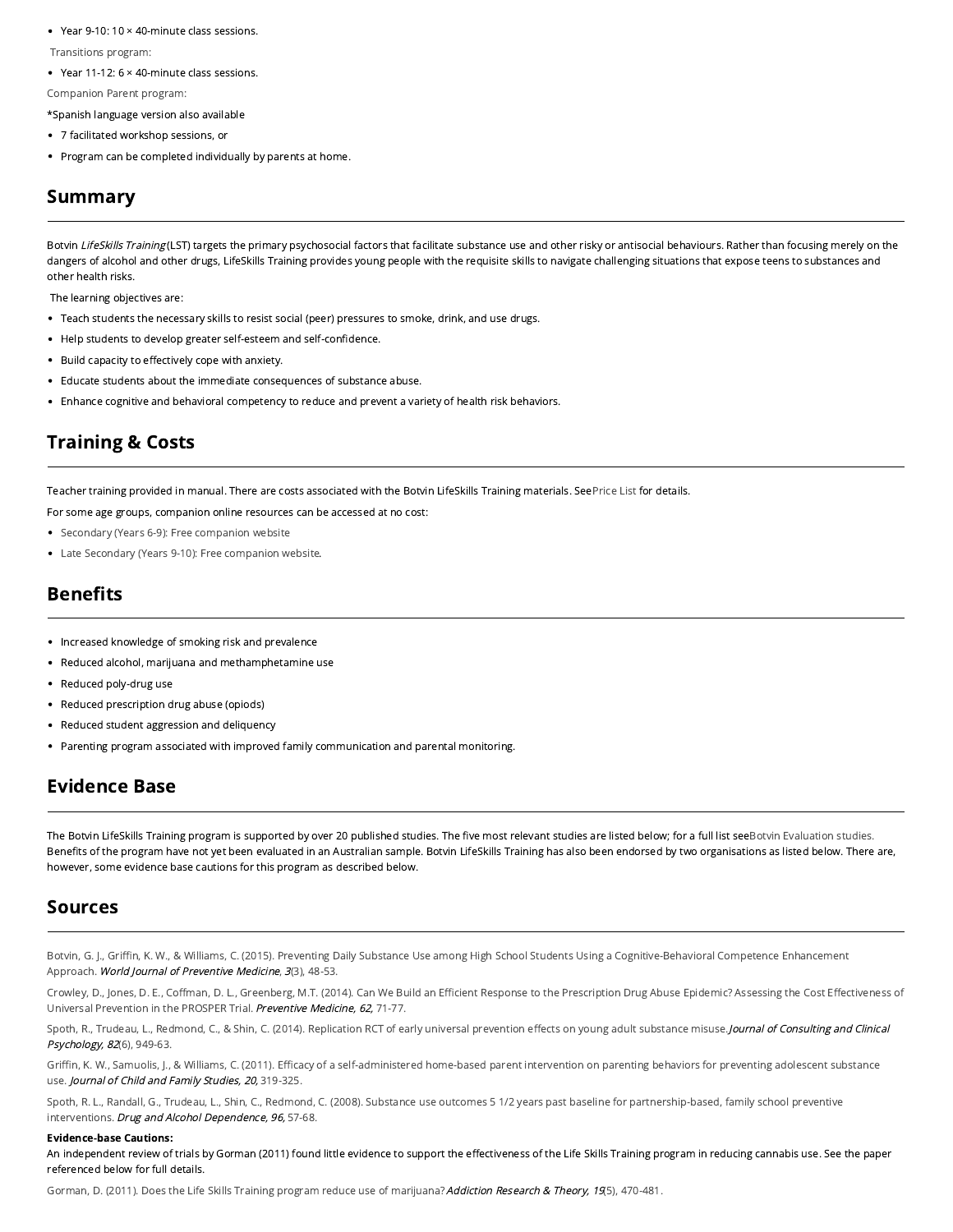- Year 9-10: 10 × 40-minute class sessions.

Transitions program:

- Year 11-12: 6 × 40-minute class sessions.

Companion Parent program:

*Spanish language version also available

- 7 facilitated workshop sessions, or
- Program can be completed individually by parents at home.

## Summary

Botvin *LifeSkills Training* (LST) targets the primary psychosocial factors that facilitate substance use and other risky or antisocial behaviours. Rather than focusing merely on the dangers of alcohol and other drugs, LifeSkills Training provides young people with the requisite skills to navigate challenging situations that expose teens to substances and other health risks.

The learning objectives are:

- Teach students the necessary skills to resist social (peer) pressures to smoke, drink, and use drugs.
- Help students to develop greater self-esteem and self-confidence.
- Build capacity to effectively cope with anxiety.
- Educate students about the immediate consequences of substance abuse.
- Enhance cognitive and behavioral competency to reduce and prevent a variety of health risk behaviors.

## Training & Costs

Teacher training provided in manual. There are costs associated with the Botvin LifeSkills Training materials. See Price List for details.

For some age groups, companion online resources can be accessed at no cost:

- Secondary (Years 6-9): Free companion website
- Late Secondary (Years 9-10): Free companion website.

## Benefits

- Increased knowledge of smoking risk and prevalence
- Reduced alcohol, marijuana and methamphetamine use
- Reduced poly-drug use
- Reduced prescription drug abuse (opiods)
- Reduced student aggression and deliquency
- Parenting program associated with improved family communication and parental monitoring.

## Evidence Base

The Botvin LifeSkills Training program is supported by over 20 published studies. The five most relevant studies are listed below; for a full list see Botvin Evaluation studies. Benefits of the program have not yet been evaluated in an Australian sample. Botvin LifeSkills Training has also been endorsed by two organisations as listed below. There are, however, some evidence base cautions for this program as described below.

## Sources

Botvin, G. J., Griffin, K. W., & Williams, C. (2015). Preventing Daily Substance Use among High School Students Using a Cognitive-Behavioral Competence Enhancement Approach. *World Journal of Preventive Medicine*, *3*(3), 48-53.

Crowley, D., Jones, D. E., Coffman, D. L., Greenberg, M.T. (2014). Can We Build an Efficient Response to the Prescription Drug Abuse Epidemic? Assessing the Cost Effectiveness of Universal Prevention in the PROSPER Trial. *Preventive Medicine, 62,* 71-77.

Spoth, R., Trudeau, L., Redmond, C., & Shin, C. (2014). Replication RCT of early universal prevention effects on young adult substance misuse. *Journal of Consulting and Clinical Psychology, 82*(6), 949-63.

Griffin, K. W., Samuolis, J., & Williams, C. (2011). Efficacy of a self-administered home-based parent intervention on parenting behaviors for preventing adolescent substance use. *Journal of Child and Family Studies, 20,* 319-325.

Spoth, R. L., Randall, G., Trudeau, L., Shin, C., Redmond, C. (2008). Substance use outcomes 5 1/2 years past baseline for partnership-based, family school preventive interventions. *Drug and Alcohol Dependence, 96,* 57-68.

**Evidence-base Cautions:**
An independent review of trials by Gorman (2011) found little evidence to support the effectiveness of the Life Skills Training program in reducing cannabis use. See the paper referenced below for full details.

Gorman, D. (2011). Does the Life Skills Training program reduce use of marijuana? *Addiction Research & Theory, 19*(5), 470-481.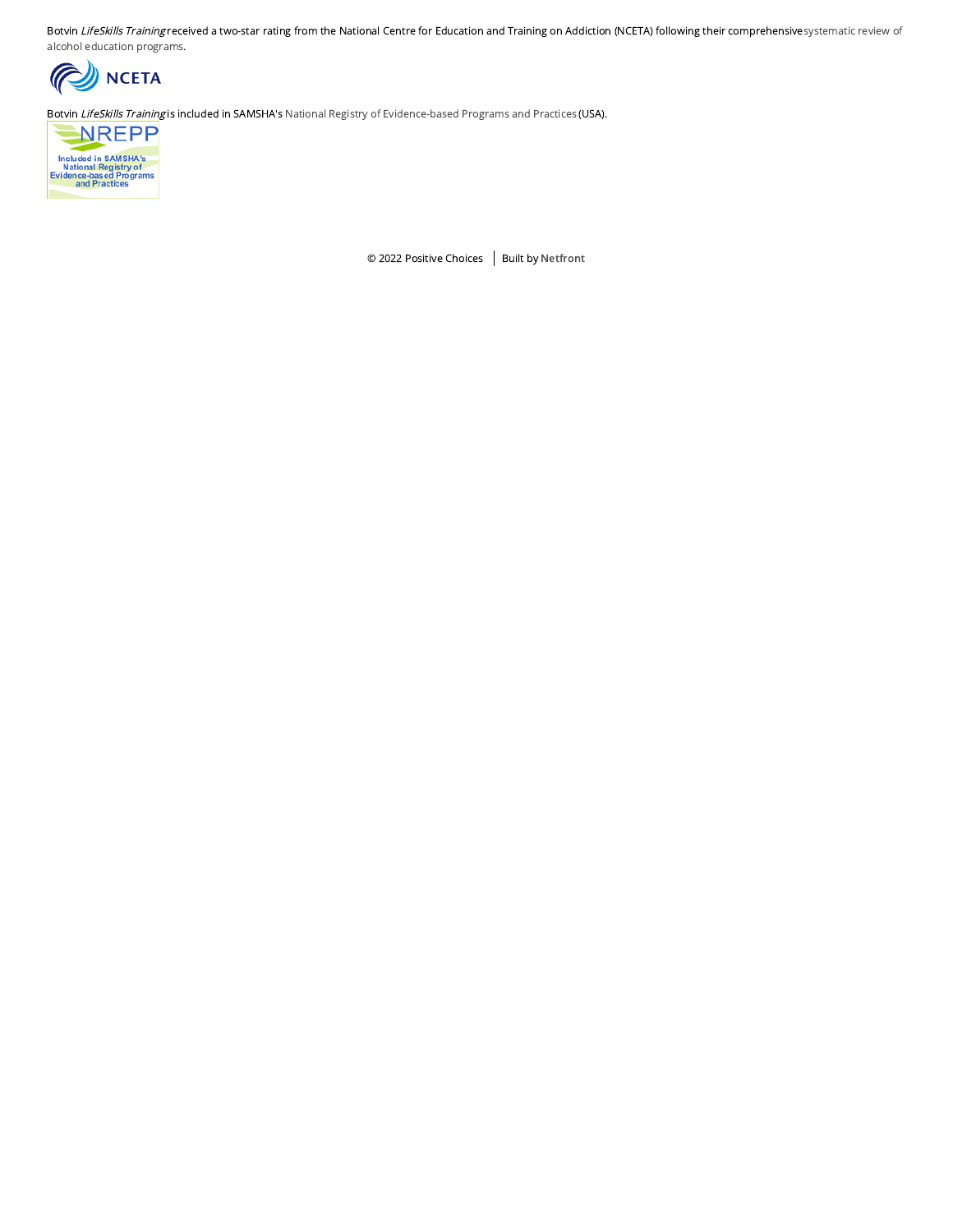Botvin *LifeSkills Training* received a two-star rating from the National Centre for Education and Training on Addiction (NCETA) following their comprehensive systematic review of alcohol education programs.

Botvin *LifeSkills Training* is included in SAMSHA's National Registry of Evidence-based Programs and Practices (USA).

© 2022 Positive Choices | Built by **Netfront**